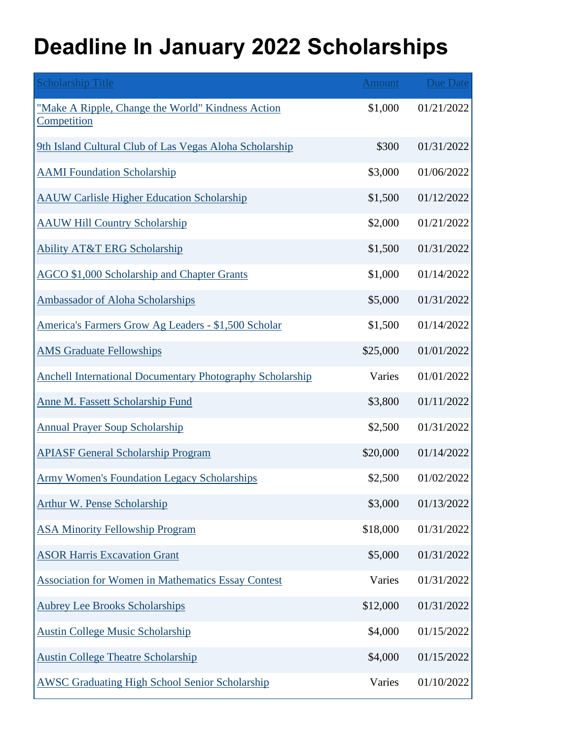# Deadline In January 2022 Scholarships

| Scholarship Title | Amount | Due Date |
| --- | --- | --- |
| "Make A Ripple, Change the World" Kindness Action Competition | $1,000 | 01/21/2022 |
| 9th Island Cultural Club of Las Vegas Aloha Scholarship | $300 | 01/31/2022 |
| AAMI Foundation Scholarship | $3,000 | 01/06/2022 |
| AAUW Carlisle Higher Education Scholarship | $1,500 | 01/12/2022 |
| AAUW Hill Country Scholarship | $2,000 | 01/21/2022 |
| Ability AT&T ERG Scholarship | $1,500 | 01/31/2022 |
| AGCO $1,000 Scholarship and Chapter Grants | $1,000 | 01/14/2022 |
| Ambassador of Aloha Scholarships | $5,000 | 01/31/2022 |
| America's Farmers Grow Ag Leaders - $1,500 Scholar | $1,500 | 01/14/2022 |
| AMS Graduate Fellowships | $25,000 | 01/01/2022 |
| Anchell International Documentary Photography Scholarship | Varies | 01/01/2022 |
| Anne M. Fassett Scholarship Fund | $3,800 | 01/11/2022 |
| Annual Prayer Soup Scholarship | $2,500 | 01/31/2022 |
| APIASF General Scholarship Program | $20,000 | 01/14/2022 |
| Army Women's Foundation Legacy Scholarships | $2,500 | 01/02/2022 |
| Arthur W. Pense Scholarship | $3,000 | 01/13/2022 |
| ASA Minority Fellowship Program | $18,000 | 01/31/2022 |
| ASOR Harris Excavation Grant | $5,000 | 01/31/2022 |
| Association for Women in Mathematics Essay Contest | Varies | 01/31/2022 |
| Aubrey Lee Brooks Scholarships | $12,000 | 01/31/2022 |
| Austin College Music Scholarship | $4,000 | 01/15/2022 |
| Austin College Theatre Scholarship | $4,000 | 01/15/2022 |
| AWSC Graduating High School Senior Scholarship | Varies | 01/10/2022 |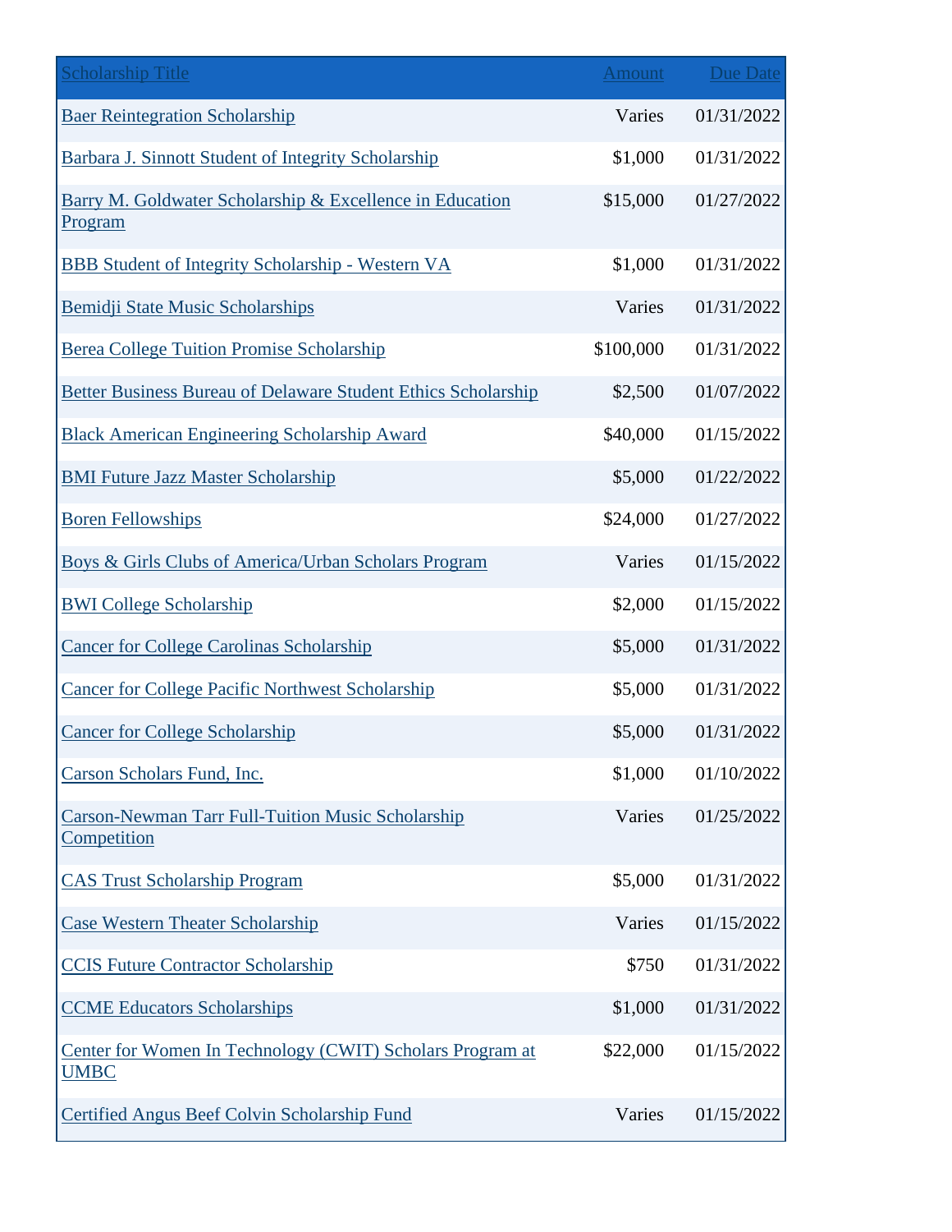| Scholarship Title | Amount | Due Date |
| --- | --- | --- |
| Baer Reintegration Scholarship | Varies | 01/31/2022 |
| Barbara J. Sinnott Student of Integrity Scholarship | $1,000 | 01/31/2022 |
| Barry M. Goldwater Scholarship & Excellence in Education Program | $15,000 | 01/27/2022 |
| BBB Student of Integrity Scholarship - Western VA | $1,000 | 01/31/2022 |
| Bemidji State Music Scholarships | Varies | 01/31/2022 |
| Berea College Tuition Promise Scholarship | $100,000 | 01/31/2022 |
| Better Business Bureau of Delaware Student Ethics Scholarship | $2,500 | 01/07/2022 |
| Black American Engineering Scholarship Award | $40,000 | 01/15/2022 |
| BMI Future Jazz Master Scholarship | $5,000 | 01/22/2022 |
| Boren Fellowships | $24,000 | 01/27/2022 |
| Boys & Girls Clubs of America/Urban Scholars Program | Varies | 01/15/2022 |
| BWI College Scholarship | $2,000 | 01/15/2022 |
| Cancer for College Carolinas Scholarship | $5,000 | 01/31/2022 |
| Cancer for College Pacific Northwest Scholarship | $5,000 | 01/31/2022 |
| Cancer for College Scholarship | $5,000 | 01/31/2022 |
| Carson Scholars Fund, Inc. | $1,000 | 01/10/2022 |
| Carson-Newman Tarr Full-Tuition Music Scholarship Competition | Varies | 01/25/2022 |
| CAS Trust Scholarship Program | $5,000 | 01/31/2022 |
| Case Western Theater Scholarship | Varies | 01/15/2022 |
| CCIS Future Contractor Scholarship | $750 | 01/31/2022 |
| CCME Educators Scholarships | $1,000 | 01/31/2022 |
| Center for Women In Technology (CWIT) Scholars Program at UMBC | $22,000 | 01/15/2022 |
| Certified Angus Beef Colvin Scholarship Fund | Varies | 01/15/2022 |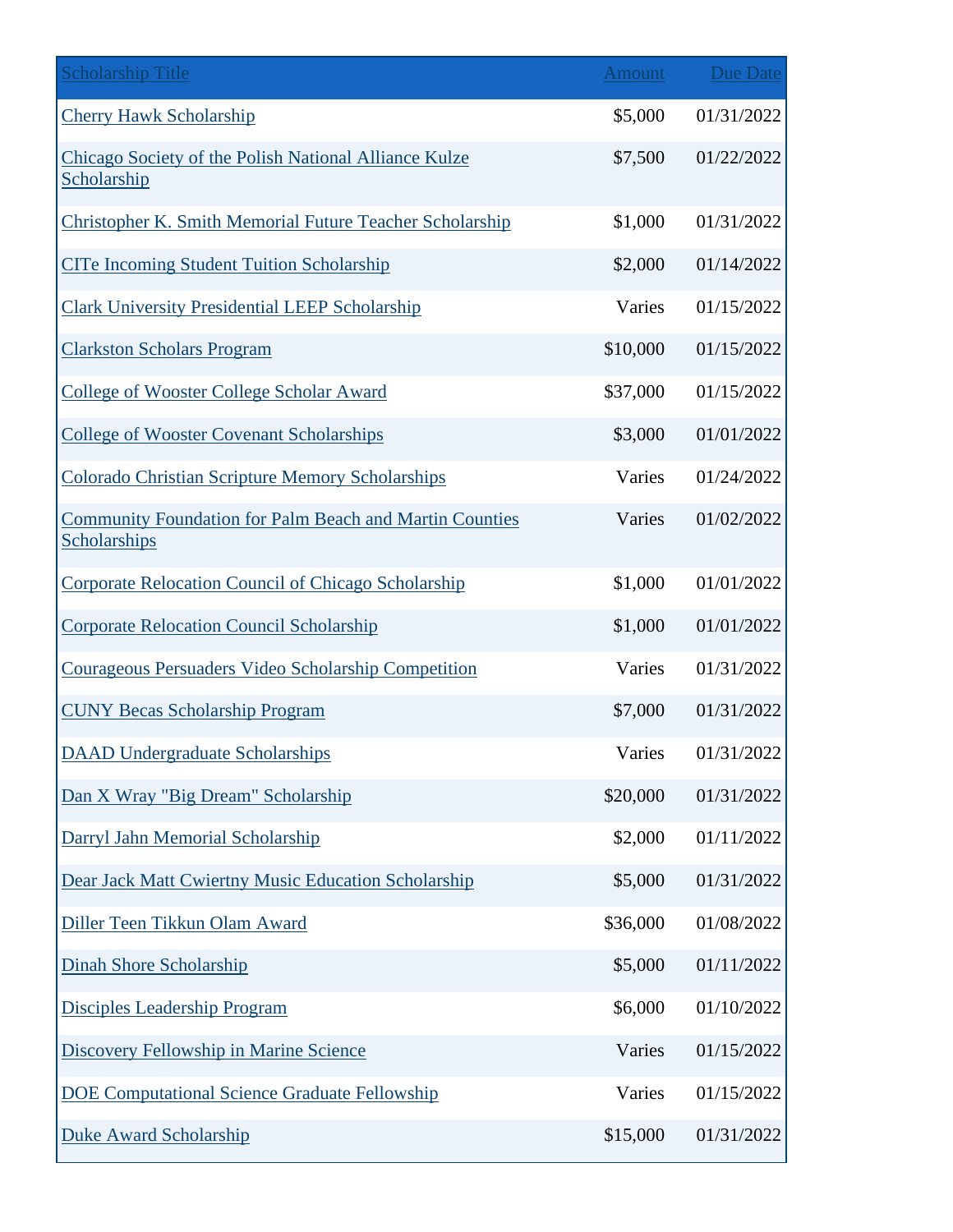| Scholarship Title | Amount | Due Date |
|---|---|---|
| Cherry Hawk Scholarship | $5,000 | 01/31/2022 |
| Chicago Society of the Polish National Alliance Kulze Scholarship | $7,500 | 01/22/2022 |
| Christopher K. Smith Memorial Future Teacher Scholarship | $1,000 | 01/31/2022 |
| CITe Incoming Student Tuition Scholarship | $2,000 | 01/14/2022 |
| Clark University Presidential LEEP Scholarship | Varies | 01/15/2022 |
| Clarkston Scholars Program | $10,000 | 01/15/2022 |
| College of Wooster College Scholar Award | $37,000 | 01/15/2022 |
| College of Wooster Covenant Scholarships | $3,000 | 01/01/2022 |
| Colorado Christian Scripture Memory Scholarships | Varies | 01/24/2022 |
| Community Foundation for Palm Beach and Martin Counties Scholarships | Varies | 01/02/2022 |
| Corporate Relocation Council of Chicago Scholarship | $1,000 | 01/01/2022 |
| Corporate Relocation Council Scholarship | $1,000 | 01/01/2022 |
| Courageous Persuaders Video Scholarship Competition | Varies | 01/31/2022 |
| CUNY Becas Scholarship Program | $7,000 | 01/31/2022 |
| DAAD Undergraduate Scholarships | Varies | 01/31/2022 |
| Dan X Wray "Big Dream" Scholarship | $20,000 | 01/31/2022 |
| Darryl Jahn Memorial Scholarship | $2,000 | 01/11/2022 |
| Dear Jack Matt Cwiertny Music Education Scholarship | $5,000 | 01/31/2022 |
| Diller Teen Tikkun Olam Award | $36,000 | 01/08/2022 |
| Dinah Shore Scholarship | $5,000 | 01/11/2022 |
| Disciples Leadership Program | $6,000 | 01/10/2022 |
| Discovery Fellowship in Marine Science | Varies | 01/15/2022 |
| DOE Computational Science Graduate Fellowship | Varies | 01/15/2022 |
| Duke Award Scholarship | $15,000 | 01/31/2022 |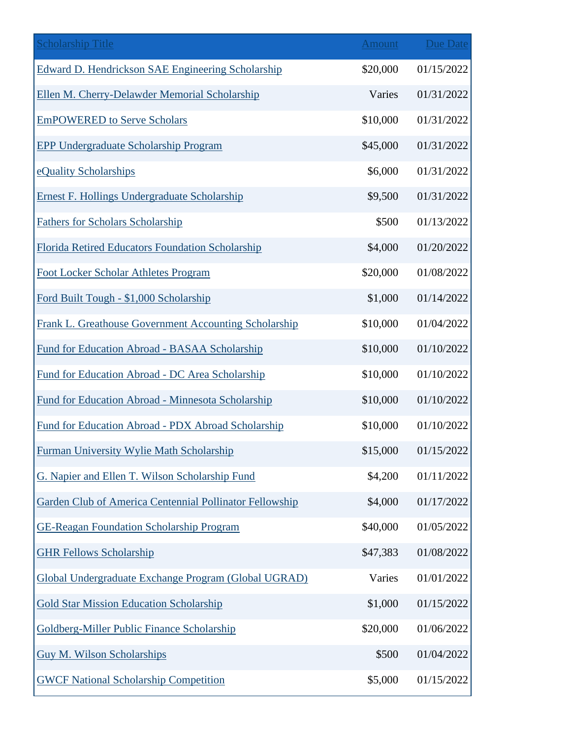| Scholarship Title | Amount | Due Date |
|---|---|---|
| Edward D. Hendrickson SAE Engineering Scholarship | $20,000 | 01/15/2022 |
| Ellen M. Cherry-Delawder Memorial Scholarship | Varies | 01/31/2022 |
| EmPOWERED to Serve Scholars | $10,000 | 01/31/2022 |
| EPP Undergraduate Scholarship Program | $45,000 | 01/31/2022 |
| eQuality Scholarships | $6,000 | 01/31/2022 |
| Ernest F. Hollings Undergraduate Scholarship | $9,500 | 01/31/2022 |
| Fathers for Scholars Scholarship | $500 | 01/13/2022 |
| Florida Retired Educators Foundation Scholarship | $4,000 | 01/20/2022 |
| Foot Locker Scholar Athletes Program | $20,000 | 01/08/2022 |
| Ford Built Tough - $1,000 Scholarship | $1,000 | 01/14/2022 |
| Frank L. Greathouse Government Accounting Scholarship | $10,000 | 01/04/2022 |
| Fund for Education Abroad - BASAA Scholarship | $10,000 | 01/10/2022 |
| Fund for Education Abroad - DC Area Scholarship | $10,000 | 01/10/2022 |
| Fund for Education Abroad - Minnesota Scholarship | $10,000 | 01/10/2022 |
| Fund for Education Abroad - PDX Abroad Scholarship | $10,000 | 01/10/2022 |
| Furman University Wylie Math Scholarship | $15,000 | 01/15/2022 |
| G. Napier and Ellen T. Wilson Scholarship Fund | $4,200 | 01/11/2022 |
| Garden Club of America Centennial Pollinator Fellowship | $4,000 | 01/17/2022 |
| GE-Reagan Foundation Scholarship Program | $40,000 | 01/05/2022 |
| GHR Fellows Scholarship | $47,383 | 01/08/2022 |
| Global Undergraduate Exchange Program (Global UGRAD) | Varies | 01/01/2022 |
| Gold Star Mission Education Scholarship | $1,000 | 01/15/2022 |
| Goldberg-Miller Public Finance Scholarship | $20,000 | 01/06/2022 |
| Guy M. Wilson Scholarships | $500 | 01/04/2022 |
| GWCF National Scholarship Competition | $5,000 | 01/15/2022 |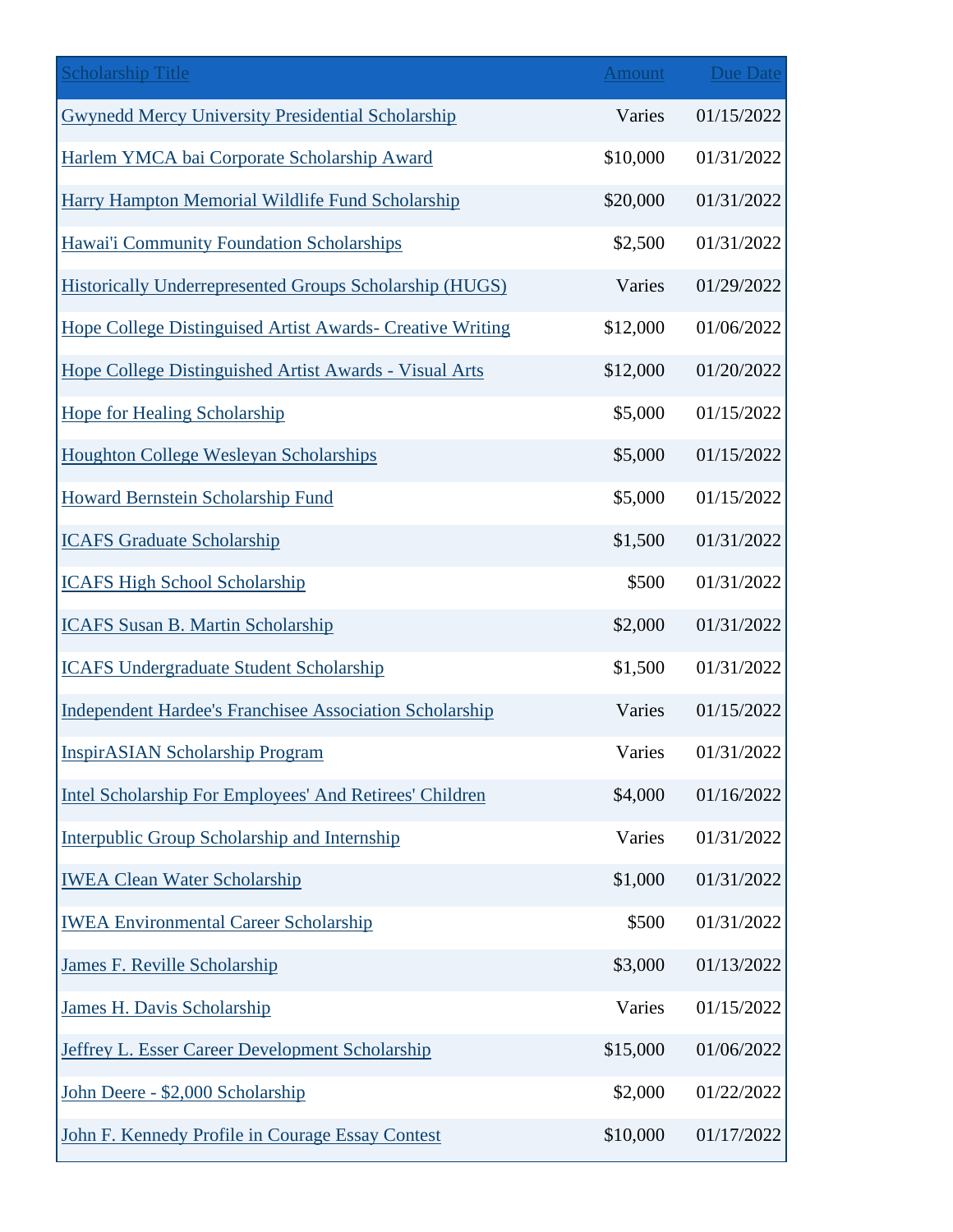| Scholarship Title | Amount | Due Date |
| --- | --- | --- |
| Gwynedd Mercy University Presidential Scholarship | Varies | 01/15/2022 |
| Harlem YMCA bai Corporate Scholarship Award | $10,000 | 01/31/2022 |
| Harry Hampton Memorial Wildlife Fund Scholarship | $20,000 | 01/31/2022 |
| Hawai'i Community Foundation Scholarships | $2,500 | 01/31/2022 |
| Historically Underrepresented Groups Scholarship (HUGS) | Varies | 01/29/2022 |
| Hope College Distinguised Artist Awards- Creative Writing | $12,000 | 01/06/2022 |
| Hope College Distinguished Artist Awards - Visual Arts | $12,000 | 01/20/2022 |
| Hope for Healing Scholarship | $5,000 | 01/15/2022 |
| Houghton College Wesleyan Scholarships | $5,000 | 01/15/2022 |
| Howard Bernstein Scholarship Fund | $5,000 | 01/15/2022 |
| ICAFS Graduate Scholarship | $1,500 | 01/31/2022 |
| ICAFS High School Scholarship | $500 | 01/31/2022 |
| ICAFS Susan B. Martin Scholarship | $2,000 | 01/31/2022 |
| ICAFS Undergraduate Student Scholarship | $1,500 | 01/31/2022 |
| Independent Hardee's Franchisee Association Scholarship | Varies | 01/15/2022 |
| InspirASIAN Scholarship Program | Varies | 01/31/2022 |
| Intel Scholarship For Employees' And Retirees' Children | $4,000 | 01/16/2022 |
| Interpublic Group Scholarship and Internship | Varies | 01/31/2022 |
| IWEA Clean Water Scholarship | $1,000 | 01/31/2022 |
| IWEA Environmental Career Scholarship | $500 | 01/31/2022 |
| James F. Reville Scholarship | $3,000 | 01/13/2022 |
| James H. Davis Scholarship | Varies | 01/15/2022 |
| Jeffrey L. Esser Career Development Scholarship | $15,000 | 01/06/2022 |
| John Deere - $2,000 Scholarship | $2,000 | 01/22/2022 |
| John F. Kennedy Profile in Courage Essay Contest | $10,000 | 01/17/2022 |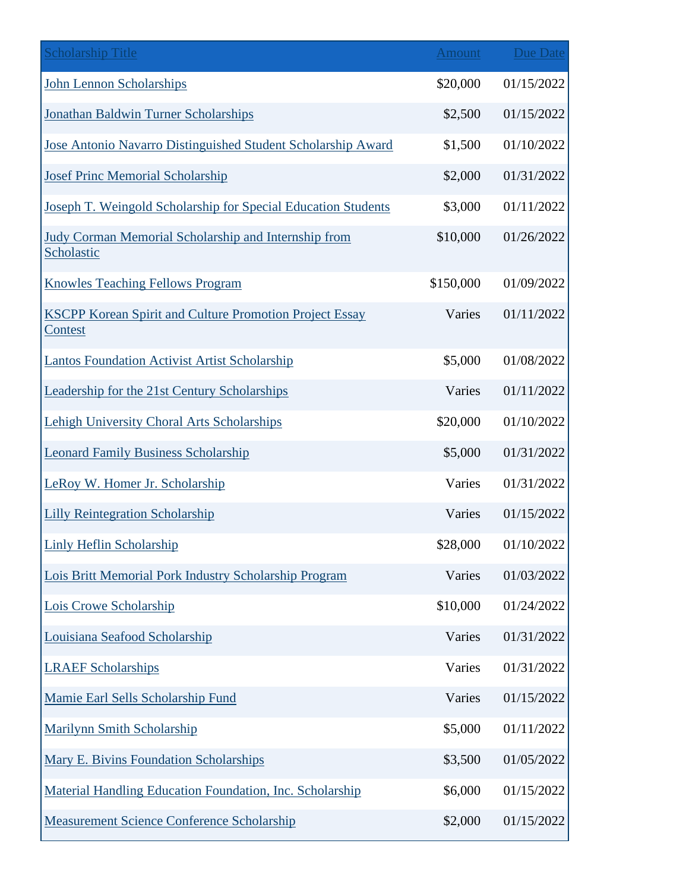| Scholarship Title | Amount | Due Date |
|---|---|---|
| John Lennon Scholarships | $20,000 | 01/15/2022 |
| Jonathan Baldwin Turner Scholarships | $2,500 | 01/15/2022 |
| Jose Antonio Navarro Distinguished Student Scholarship Award | $1,500 | 01/10/2022 |
| Josef Princ Memorial Scholarship | $2,000 | 01/31/2022 |
| Joseph T. Weingold Scholarship for Special Education Students | $3,000 | 01/11/2022 |
| Judy Corman Memorial Scholarship and Internship from Scholastic | $10,000 | 01/26/2022 |
| Knowles Teaching Fellows Program | $150,000 | 01/09/2022 |
| KSCPP Korean Spirit and Culture Promotion Project Essay Contest | Varies | 01/11/2022 |
| Lantos Foundation Activist Artist Scholarship | $5,000 | 01/08/2022 |
| Leadership for the 21st Century Scholarships | Varies | 01/11/2022 |
| Lehigh University Choral Arts Scholarships | $20,000 | 01/10/2022 |
| Leonard Family Business Scholarship | $5,000 | 01/31/2022 |
| LeRoy W. Homer Jr. Scholarship | Varies | 01/31/2022 |
| Lilly Reintegration Scholarship | Varies | 01/15/2022 |
| Linly Heflin Scholarship | $28,000 | 01/10/2022 |
| Lois Britt Memorial Pork Industry Scholarship Program | Varies | 01/03/2022 |
| Lois Crowe Scholarship | $10,000 | 01/24/2022 |
| Louisiana Seafood Scholarship | Varies | 01/31/2022 |
| LRAEF Scholarships | Varies | 01/31/2022 |
| Mamie Earl Sells Scholarship Fund | Varies | 01/15/2022 |
| Marilynn Smith Scholarship | $5,000 | 01/11/2022 |
| Mary E. Bivins Foundation Scholarships | $3,500 | 01/05/2022 |
| Material Handling Education Foundation, Inc. Scholarship | $6,000 | 01/15/2022 |
| Measurement Science Conference Scholarship | $2,000 | 01/15/2022 |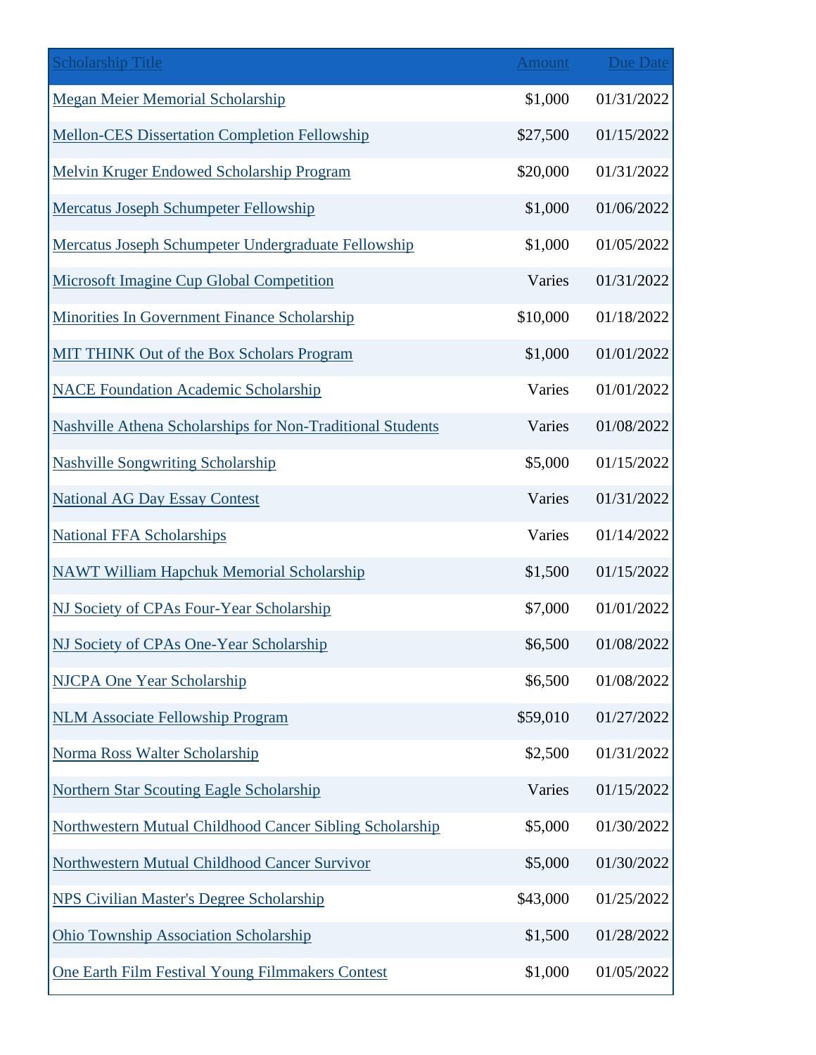| Scholarship Title | Amount | Due Date |
|---|---|---|
| Megan Meier Memorial Scholarship | $1,000 | 01/31/2022 |
| Mellon-CES Dissertation Completion Fellowship | $27,500 | 01/15/2022 |
| Melvin Kruger Endowed Scholarship Program | $20,000 | 01/31/2022 |
| Mercatus Joseph Schumpeter Fellowship | $1,000 | 01/06/2022 |
| Mercatus Joseph Schumpeter Undergraduate Fellowship | $1,000 | 01/05/2022 |
| Microsoft Imagine Cup Global Competition | Varies | 01/31/2022 |
| Minorities In Government Finance Scholarship | $10,000 | 01/18/2022 |
| MIT THINK Out of the Box Scholars Program | $1,000 | 01/01/2022 |
| NACE Foundation Academic Scholarship | Varies | 01/01/2022 |
| Nashville Athena Scholarships for Non-Traditional Students | Varies | 01/08/2022 |
| Nashville Songwriting Scholarship | $5,000 | 01/15/2022 |
| National AG Day Essay Contest | Varies | 01/31/2022 |
| National FFA Scholarships | Varies | 01/14/2022 |
| NAWT William Hapchuk Memorial Scholarship | $1,500 | 01/15/2022 |
| NJ Society of CPAs Four-Year Scholarship | $7,000 | 01/01/2022 |
| NJ Society of CPAs One-Year Scholarship | $6,500 | 01/08/2022 |
| NJCPA One Year Scholarship | $6,500 | 01/08/2022 |
| NLM Associate Fellowship Program | $59,010 | 01/27/2022 |
| Norma Ross Walter Scholarship | $2,500 | 01/31/2022 |
| Northern Star Scouting Eagle Scholarship | Varies | 01/15/2022 |
| Northwestern Mutual Childhood Cancer Sibling Scholarship | $5,000 | 01/30/2022 |
| Northwestern Mutual Childhood Cancer Survivor | $5,000 | 01/30/2022 |
| NPS Civilian Master's Degree Scholarship | $43,000 | 01/25/2022 |
| Ohio Township Association Scholarship | $1,500 | 01/28/2022 |
| One Earth Film Festival Young Filmmakers Contest | $1,000 | 01/05/2022 |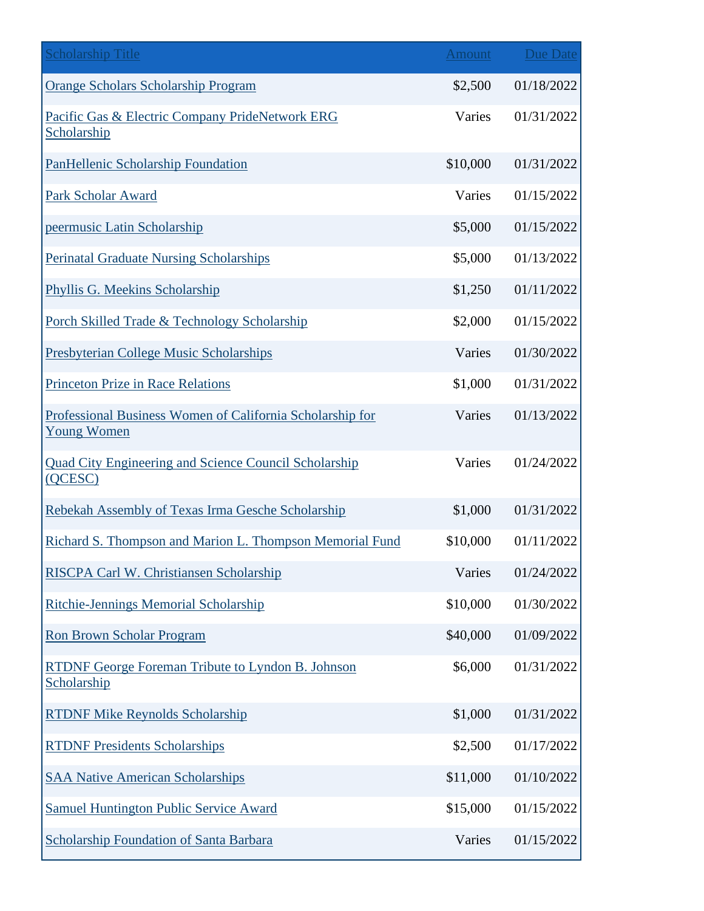| Scholarship Title | Amount | Due Date |
|---|---|---|
| Orange Scholars Scholarship Program | $2,500 | 01/18/2022 |
| Pacific Gas & Electric Company PrideNetwork ERG Scholarship | Varies | 01/31/2022 |
| PanHellenic Scholarship Foundation | $10,000 | 01/31/2022 |
| Park Scholar Award | Varies | 01/15/2022 |
| peermusic Latin Scholarship | $5,000 | 01/15/2022 |
| Perinatal Graduate Nursing Scholarships | $5,000 | 01/13/2022 |
| Phyllis G. Meekins Scholarship | $1,250 | 01/11/2022 |
| Porch Skilled Trade & Technology Scholarship | $2,000 | 01/15/2022 |
| Presbyterian College Music Scholarships | Varies | 01/30/2022 |
| Princeton Prize in Race Relations | $1,000 | 01/31/2022 |
| Professional Business Women of California Scholarship for Young Women | Varies | 01/13/2022 |
| Quad City Engineering and Science Council Scholarship (QCESC) | Varies | 01/24/2022 |
| Rebekah Assembly of Texas Irma Gesche Scholarship | $1,000 | 01/31/2022 |
| Richard S. Thompson and Marion L. Thompson Memorial Fund | $10,000 | 01/11/2022 |
| RISCPA Carl W. Christiansen Scholarship | Varies | 01/24/2022 |
| Ritchie-Jennings Memorial Scholarship | $10,000 | 01/30/2022 |
| Ron Brown Scholar Program | $40,000 | 01/09/2022 |
| RTDNF George Foreman Tribute to Lyndon B. Johnson Scholarship | $6,000 | 01/31/2022 |
| RTDNF Mike Reynolds Scholarship | $1,000 | 01/31/2022 |
| RTDNF Presidents Scholarships | $2,500 | 01/17/2022 |
| SAA Native American Scholarships | $11,000 | 01/10/2022 |
| Samuel Huntington Public Service Award | $15,000 | 01/15/2022 |
| Scholarship Foundation of Santa Barbara | Varies | 01/15/2022 |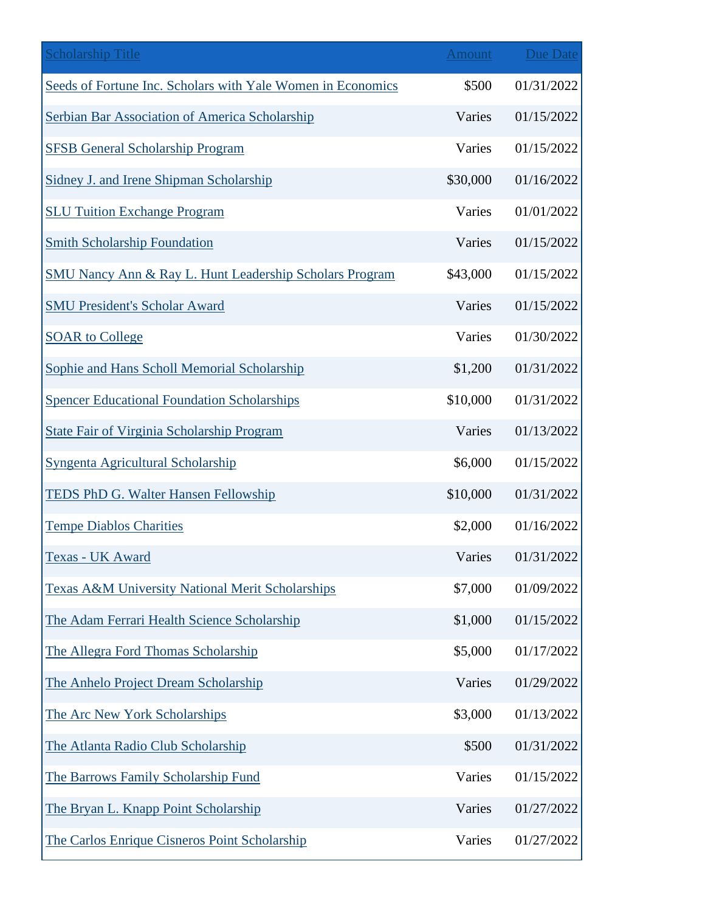| Scholarship Title | Amount | Due Date |
| --- | --- | --- |
| Seeds of Fortune Inc. Scholars with Yale Women in Economics | $500 | 01/31/2022 |
| Serbian Bar Association of America Scholarship | Varies | 01/15/2022 |
| SFSB General Scholarship Program | Varies | 01/15/2022 |
| Sidney J. and Irene Shipman Scholarship | $30,000 | 01/16/2022 |
| SLU Tuition Exchange Program | Varies | 01/01/2022 |
| Smith Scholarship Foundation | Varies | 01/15/2022 |
| SMU Nancy Ann & Ray L. Hunt Leadership Scholars Program | $43,000 | 01/15/2022 |
| SMU President's Scholar Award | Varies | 01/15/2022 |
| SOAR to College | Varies | 01/30/2022 |
| Sophie and Hans Scholl Memorial Scholarship | $1,200 | 01/31/2022 |
| Spencer Educational Foundation Scholarships | $10,000 | 01/31/2022 |
| State Fair of Virginia Scholarship Program | Varies | 01/13/2022 |
| Syngenta Agricultural Scholarship | $6,000 | 01/15/2022 |
| TEDS PhD G. Walter Hansen Fellowship | $10,000 | 01/31/2022 |
| Tempe Diablos Charities | $2,000 | 01/16/2022 |
| Texas - UK Award | Varies | 01/31/2022 |
| Texas A&M University National Merit Scholarships | $7,000 | 01/09/2022 |
| The Adam Ferrari Health Science Scholarship | $1,000 | 01/15/2022 |
| The Allegra Ford Thomas Scholarship | $5,000 | 01/17/2022 |
| The Anhelo Project Dream Scholarship | Varies | 01/29/2022 |
| The Arc New York Scholarships | $3,000 | 01/13/2022 |
| The Atlanta Radio Club Scholarship | $500 | 01/31/2022 |
| The Barrows Family Scholarship Fund | Varies | 01/15/2022 |
| The Bryan L. Knapp Point Scholarship | Varies | 01/27/2022 |
| The Carlos Enrique Cisneros Point Scholarship | Varies | 01/27/2022 |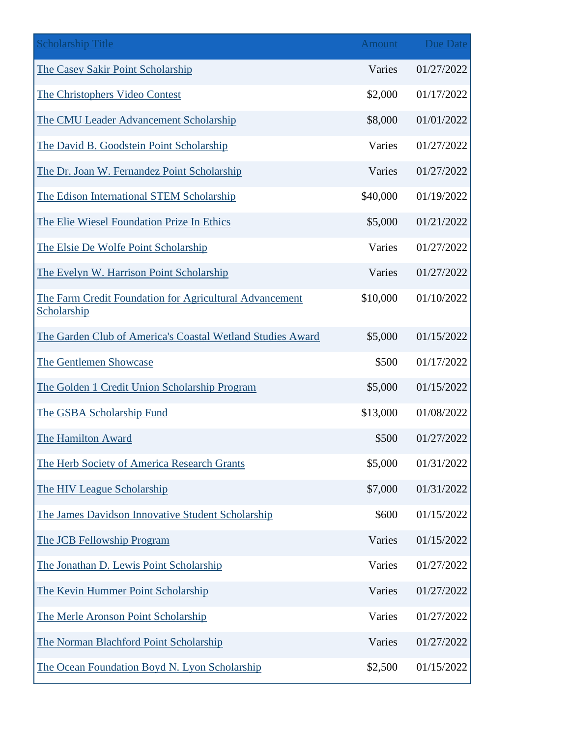| Scholarship Title | Amount | Due Date |
|---|---|---|
| The Casey Sakir Point Scholarship | Varies | 01/27/2022 |
| The Christophers Video Contest | $2,000 | 01/17/2022 |
| The CMU Leader Advancement Scholarship | $8,000 | 01/01/2022 |
| The David B. Goodstein Point Scholarship | Varies | 01/27/2022 |
| The Dr. Joan W. Fernandez Point Scholarship | Varies | 01/27/2022 |
| The Edison International STEM Scholarship | $40,000 | 01/19/2022 |
| The Elie Wiesel Foundation Prize In Ethics | $5,000 | 01/21/2022 |
| The Elsie De Wolfe Point Scholarship | Varies | 01/27/2022 |
| The Evelyn W. Harrison Point Scholarship | Varies | 01/27/2022 |
| The Farm Credit Foundation for Agricultural Advancement Scholarship | $10,000 | 01/10/2022 |
| The Garden Club of America's Coastal Wetland Studies Award | $5,000 | 01/15/2022 |
| The Gentlemen Showcase | $500 | 01/17/2022 |
| The Golden 1 Credit Union Scholarship Program | $5,000 | 01/15/2022 |
| The GSBA Scholarship Fund | $13,000 | 01/08/2022 |
| The Hamilton Award | $500 | 01/27/2022 |
| The Herb Society of America Research Grants | $5,000 | 01/31/2022 |
| The HIV League Scholarship | $7,000 | 01/31/2022 |
| The James Davidson Innovative Student Scholarship | $600 | 01/15/2022 |
| The JCB Fellowship Program | Varies | 01/15/2022 |
| The Jonathan D. Lewis Point Scholarship | Varies | 01/27/2022 |
| The Kevin Hummer Point Scholarship | Varies | 01/27/2022 |
| The Merle Aronson Point Scholarship | Varies | 01/27/2022 |
| The Norman Blachford Point Scholarship | Varies | 01/27/2022 |
| The Ocean Foundation Boyd N. Lyon Scholarship | $2,500 | 01/15/2022 |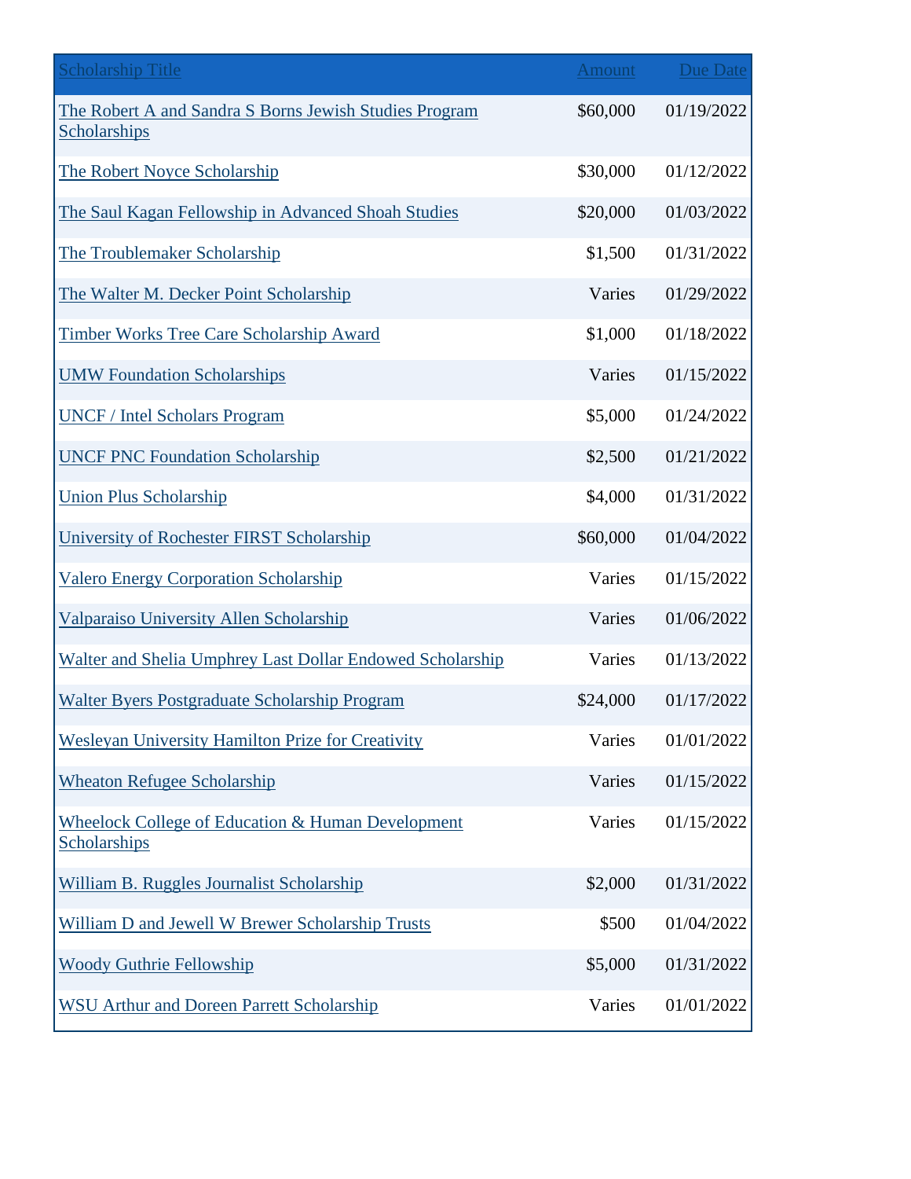| Scholarship Title | Amount | Due Date |
|---|---|---|
| The Robert A and Sandra S Borns Jewish Studies Program Scholarships | $60,000 | 01/19/2022 |
| The Robert Noyce Scholarship | $30,000 | 01/12/2022 |
| The Saul Kagan Fellowship in Advanced Shoah Studies | $20,000 | 01/03/2022 |
| The Troublemaker Scholarship | $1,500 | 01/31/2022 |
| The Walter M. Decker Point Scholarship | Varies | 01/29/2022 |
| Timber Works Tree Care Scholarship Award | $1,000 | 01/18/2022 |
| UMW Foundation Scholarships | Varies | 01/15/2022 |
| UNCF / Intel Scholars Program | $5,000 | 01/24/2022 |
| UNCF PNC Foundation Scholarship | $2,500 | 01/21/2022 |
| Union Plus Scholarship | $4,000 | 01/31/2022 |
| University of Rochester FIRST Scholarship | $60,000 | 01/04/2022 |
| Valero Energy Corporation Scholarship | Varies | 01/15/2022 |
| Valparaiso University Allen Scholarship | Varies | 01/06/2022 |
| Walter and Shelia Umphrey Last Dollar Endowed Scholarship | Varies | 01/13/2022 |
| Walter Byers Postgraduate Scholarship Program | $24,000 | 01/17/2022 |
| Wesleyan University Hamilton Prize for Creativity | Varies | 01/01/2022 |
| Wheaton Refugee Scholarship | Varies | 01/15/2022 |
| Wheelock College of Education & Human Development Scholarships | Varies | 01/15/2022 |
| William B. Ruggles Journalist Scholarship | $2,000 | 01/31/2022 |
| William D and Jewell W Brewer Scholarship Trusts | $500 | 01/04/2022 |
| Woody Guthrie Fellowship | $5,000 | 01/31/2022 |
| WSU Arthur and Doreen Parrett Scholarship | Varies | 01/01/2022 |